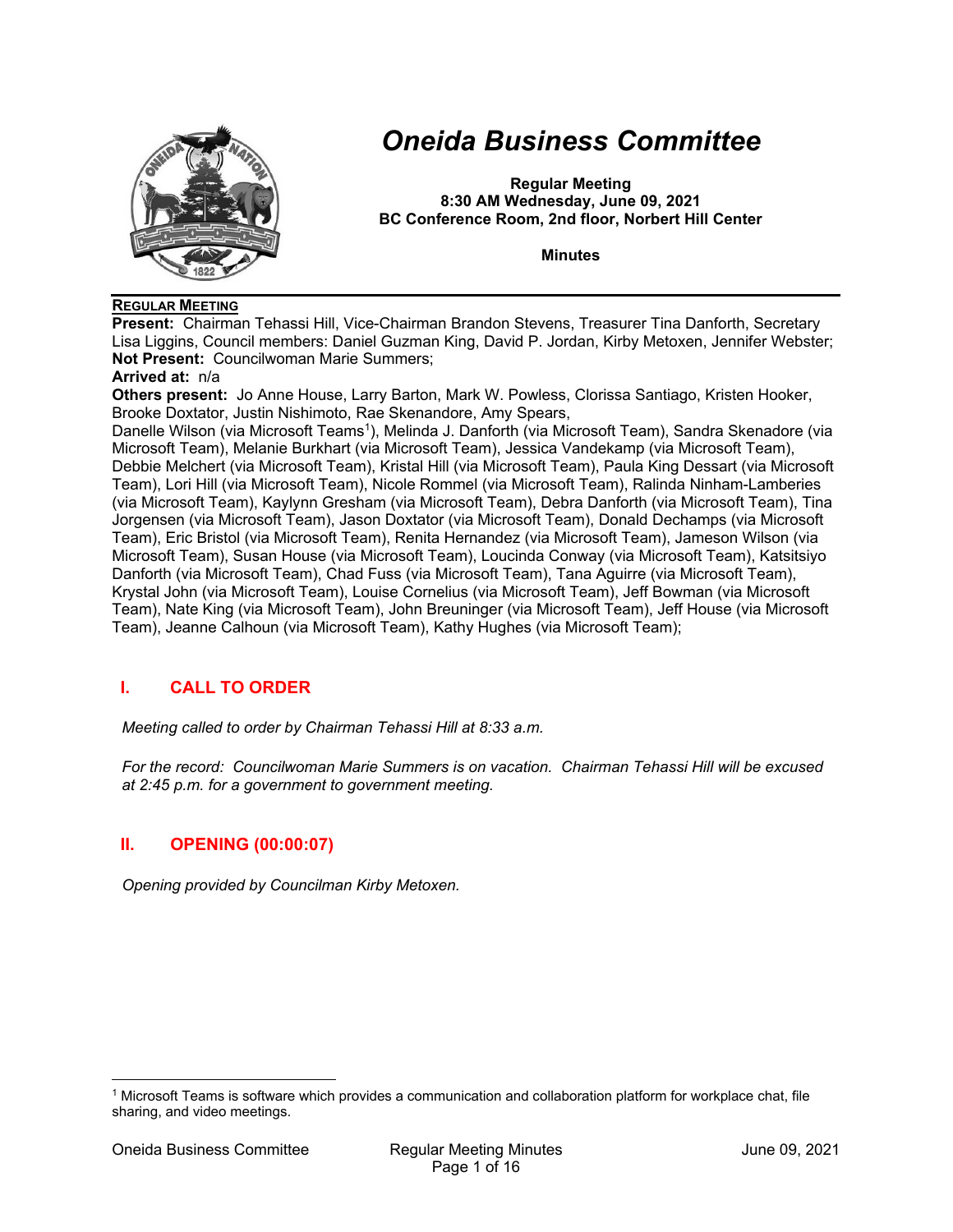# Oneida Business Committee

**Regular Meeting**
**8:30 AM Wednesday, June 09, 2021**
**BC Conference Room, 2nd floor, Norbert Hill Center**

**Minutes**

**REGULAR MEETING**

**Present:** Chairman Tehassi Hill, Vice-Chairman Brandon Stevens, Treasurer Tina Danforth, Secretary Lisa Liggins, Council members: Daniel Guzman King, David P. Jordan, Kirby Metoxen, Jennifer Webster;
**Not Present:** Councilwoman Marie Summers;
**Arrived at:** n/a
**Others present:** Jo Anne House, Larry Barton, Mark W. Powless, Clorissa Santiago, Kristen Hooker, Brooke Doxtator, Justin Nishimoto, Rae Skenandore, Amy Spears,
Danelle Wilson (via Microsoft Teams[1]), Melinda J. Danforth (via Microsoft Team), Sandra Skenadore (via Microsoft Team), Melanie Burkhart (via Microsoft Team), Jessica Vandekamp (via Microsoft Team), Debbie Melchert (via Microsoft Team), Kristal Hill (via Microsoft Team), Paula King Dessart (via Microsoft Team), Lori Hill (via Microsoft Team), Nicole Rommel (via Microsoft Team), Ralinda Ninham-Lamberies (via Microsoft Team), Kaylynn Gresham (via Microsoft Team), Debra Danforth (via Microsoft Team), Tina Jorgensen (via Microsoft Team), Jason Doxtator (via Microsoft Team), Donald Dechamps (via Microsoft Team), Eric Bristol (via Microsoft Team), Renita Hernandez (via Microsoft Team), Jameson Wilson (via Microsoft Team), Susan House (via Microsoft Team), Loucinda Conway (via Microsoft Team), Katsitsiyo Danforth (via Microsoft Team), Chad Fuss (via Microsoft Team), Tana Aguirre (via Microsoft Team), Krystal John (via Microsoft Team), Louise Cornelius (via Microsoft Team), Jeff Bowman (via Microsoft Team), Nate King (via Microsoft Team), John Breuninger (via Microsoft Team), Jeff House (via Microsoft Team), Jeanne Calhoun (via Microsoft Team), Kathy Hughes (via Microsoft Team);

## I. CALL TO ORDER

*Meeting called to order by Chairman Tehassi Hill at 8:33 a.m.*

*For the record: Councilwoman Marie Summers is on vacation. Chairman Tehassi Hill will be excused at 2:45 p.m. for a government to government meeting.*

## II. OPENING (00:00:07)

*Opening provided by Councilman Kirby Metoxen.*

[1] Microsoft Teams is software which provides a communication and collaboration platform for workplace chat, file sharing, and video meetings.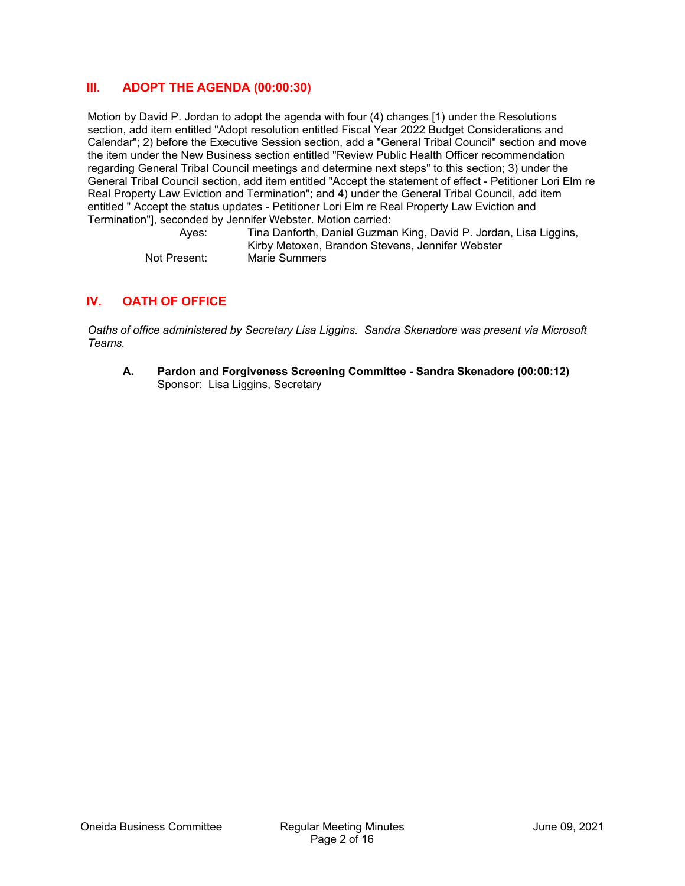## III. ADOPT THE AGENDA (00:00:30)

Motion by David P. Jordan to adopt the agenda with four (4) changes [1) under the Resolutions section, add item entitled "Adopt resolution entitled Fiscal Year 2022 Budget Considerations and Calendar"; 2) before the Executive Session section, add a "General Tribal Council" section and move the item under the New Business section entitled "Review Public Health Officer recommendation regarding General Tribal Council meetings and determine next steps" to this section; 3) under the General Tribal Council section, add item entitled "Accept the statement of effect - Petitioner Lori Elm re Real Property Law Eviction and Termination"; and 4) under the General Tribal Council, add item entitled " Accept the status updates - Petitioner Lori Elm re Real Property Law Eviction and Termination"], seconded by Jennifer Webster. Motion carried:

| | |
|---|---|
| Ayes: | Tina Danforth, Daniel Guzman King, David P. Jordan, Lisa Liggins, Kirby Metoxen, Brandon Stevens, Jennifer Webster |
| Not Present: | Marie Summers |

## IV. OATH OF OFFICE

*Oaths of office administered by Secretary Lisa Liggins. Sandra Skenadore was present via Microsoft Teams.*

**A. Pardon and Forgiveness Screening Committee - Sandra Skenadore (00:00:12)**
Sponsor: Lisa Liggins, Secretary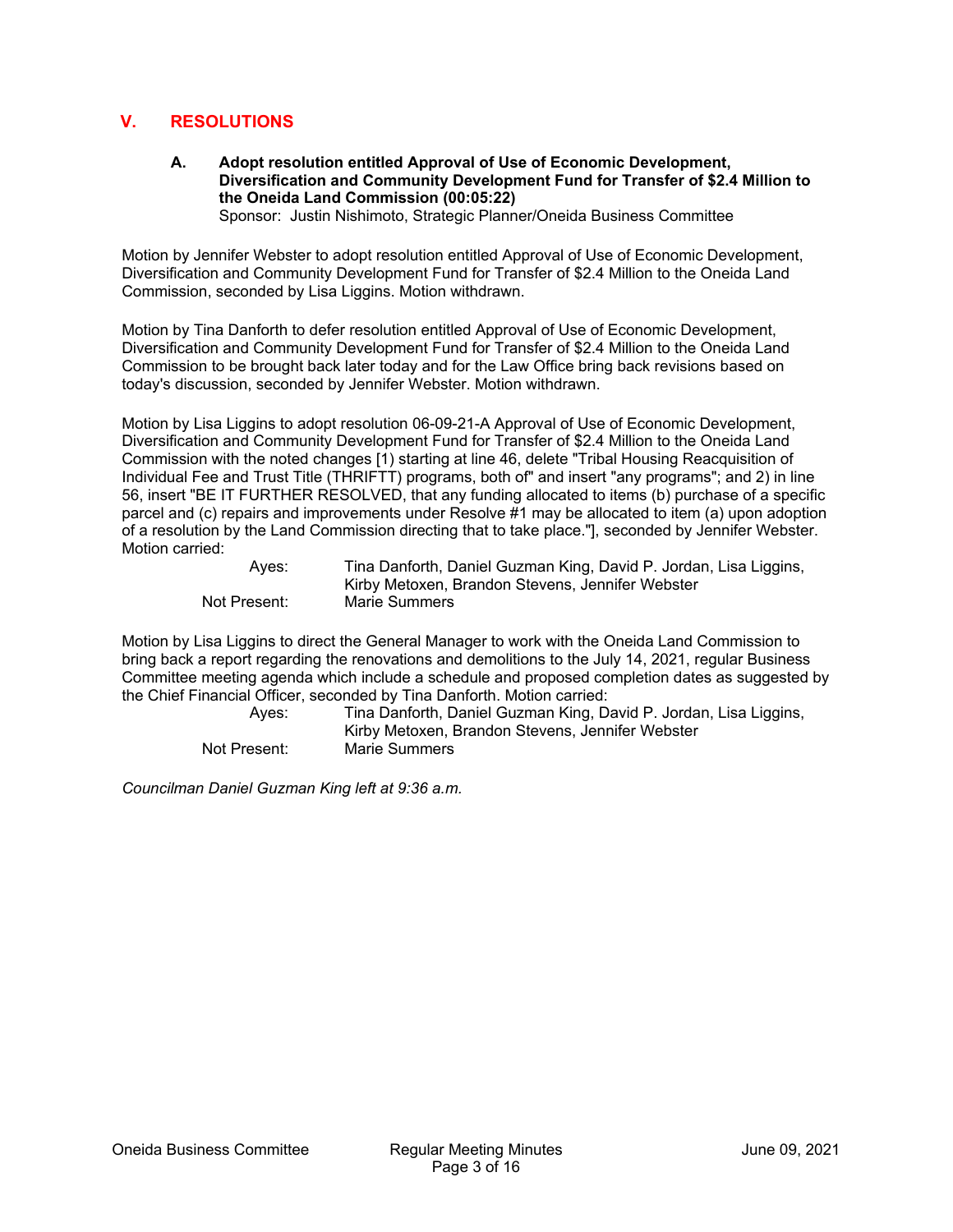## V. RESOLUTIONS

### A. Adopt resolution entitled Approval of Use of Economic Development, Diversification and Community Development Fund for Transfer of $2.4 Million to the Oneida Land Commission (00:05:22)

Sponsor: Justin Nishimoto, Strategic Planner/Oneida Business Committee

Motion by Jennifer Webster to adopt resolution entitled Approval of Use of Economic Development, Diversification and Community Development Fund for Transfer of $2.4 Million to the Oneida Land Commission, seconded by Lisa Liggins. Motion withdrawn.

Motion by Tina Danforth to defer resolution entitled Approval of Use of Economic Development, Diversification and Community Development Fund for Transfer of $2.4 Million to the Oneida Land Commission to be brought back later today and for the Law Office bring back revisions based on today's discussion, seconded by Jennifer Webster. Motion withdrawn.

Motion by Lisa Liggins to adopt resolution 06-09-21-A Approval of Use of Economic Development, Diversification and Community Development Fund for Transfer of $2.4 Million to the Oneida Land Commission with the noted changes [1) starting at line 46, delete "Tribal Housing Reacquisition of Individual Fee and Trust Title (THRIFTT) programs, both of" and insert "any programs"; and 2) in line 56, insert "BE IT FURTHER RESOLVED, that any funding allocated to items (b) purchase of a specific parcel and (c) repairs and improvements under Resolve #1 may be allocated to item (a) upon adoption of a resolution by the Land Commission directing that to take place."], seconded by Jennifer Webster. Motion carried:

| | |
|---|---|
| Ayes: | Tina Danforth, Daniel Guzman King, David P. Jordan, Lisa Liggins, Kirby Metoxen, Brandon Stevens, Jennifer Webster |
| Not Present: | Marie Summers |

Motion by Lisa Liggins to direct the General Manager to work with the Oneida Land Commission to bring back a report regarding the renovations and demolitions to the July 14, 2021, regular Business Committee meeting agenda which include a schedule and proposed completion dates as suggested by the Chief Financial Officer, seconded by Tina Danforth. Motion carried:

| | |
|---|---|
| Ayes: | Tina Danforth, Daniel Guzman King, David P. Jordan, Lisa Liggins, Kirby Metoxen, Brandon Stevens, Jennifer Webster |
| Not Present: | Marie Summers |

*Councilman Daniel Guzman King left at 9:36 a.m.*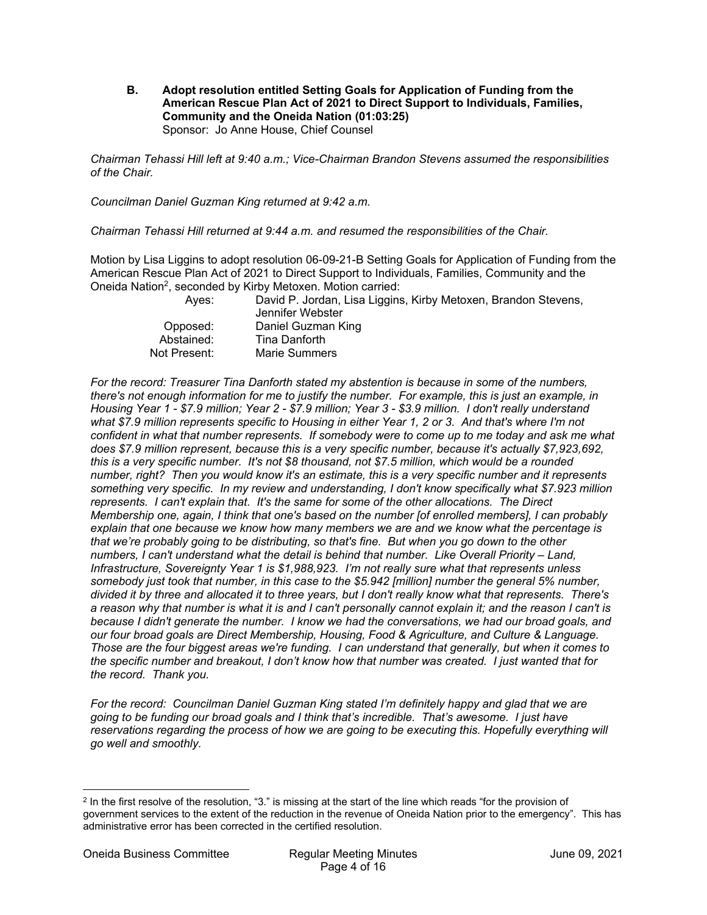**B. Adopt resolution entitled Setting Goals for Application of Funding from the American Rescue Plan Act of 2021 to Direct Support to Individuals, Families, Community and the Oneida Nation (01:03:25)**
Sponsor: Jo Anne House, Chief Counsel

*Chairman Tehassi Hill left at 9:40 a.m.; Vice-Chairman Brandon Stevens assumed the responsibilities of the Chair.*

*Councilman Daniel Guzman King returned at 9:42 a.m.*

*Chairman Tehassi Hill returned at 9:44 a.m. and resumed the responsibilities of the Chair.*

Motion by Lisa Liggins to adopt resolution 06-09-21-B Setting Goals for Application of Funding from the American Rescue Plan Act of 2021 to Direct Support to Individuals, Families, Community and the Oneida Nation[2], seconded by Kirby Metoxen. Motion carried:

| | |
|---|---|
| Ayes: | David P. Jordan, Lisa Liggins, Kirby Metoxen, Brandon Stevens, Jennifer Webster |
| Opposed: | Daniel Guzman King |
| Abstained: | Tina Danforth |
| Not Present: | Marie Summers |

*For the record: Treasurer Tina Danforth stated my abstention is because in some of the numbers, there's not enough information for me to justify the number. For example, this is just an example, in Housing Year 1 - $7.9 million; Year 2 - $7.9 million; Year 3 - $3.9 million. I don't really understand what $7.9 million represents specific to Housing in either Year 1, 2 or 3. And that's where I'm not confident in what that number represents. If somebody were to come up to me today and ask me what does $7.9 million represent, because this is a very specific number, because it's actually $7,923,692, this is a very specific number. It's not $8 thousand, not $7.5 million, which would be a rounded number, right? Then you would know it's an estimate, this is a very specific number and it represents something very specific. In my review and understanding, I don't know specifically what $7.923 million represents. I can't explain that. It's the same for some of the other allocations. The Direct Membership one, again, I think that one's based on the number [of enrolled members], I can probably explain that one because we know how many members we are and we know what the percentage is that we're probably going to be distributing, so that's fine. But when you go down to the other numbers, I can't understand what the detail is behind that number. Like Overall Priority – Land, Infrastructure, Sovereignty Year 1 is $1,988,923. I'm not really sure what that represents unless somebody just took that number, in this case to the $5.942 [million] number the general 5% number, divided it by three and allocated it to three years, but I don't really know what that represents. There's a reason why that number is what it is and I can't personally cannot explain it; and the reason I can't is because I didn't generate the number. I know we had the conversations, we had our broad goals, and our four broad goals are Direct Membership, Housing, Food & Agriculture, and Culture & Language. Those are the four biggest areas we're funding. I can understand that generally, but when it comes to the specific number and breakout, I don't know how that number was created. I just wanted that for the record. Thank you.*

*For the record: Councilman Daniel Guzman King stated I'm definitely happy and glad that we are going to be funding our broad goals and I think that's incredible. That's awesome. I just have reservations regarding the process of how we are going to be executing this. Hopefully everything will go well and smoothly.*

---

[2] In the first resolve of the resolution, "3." is missing at the start of the line which reads "for the provision of government services to the extent of the reduction in the revenue of Oneida Nation prior to the emergency". This has administrative error has been corrected in the certified resolution.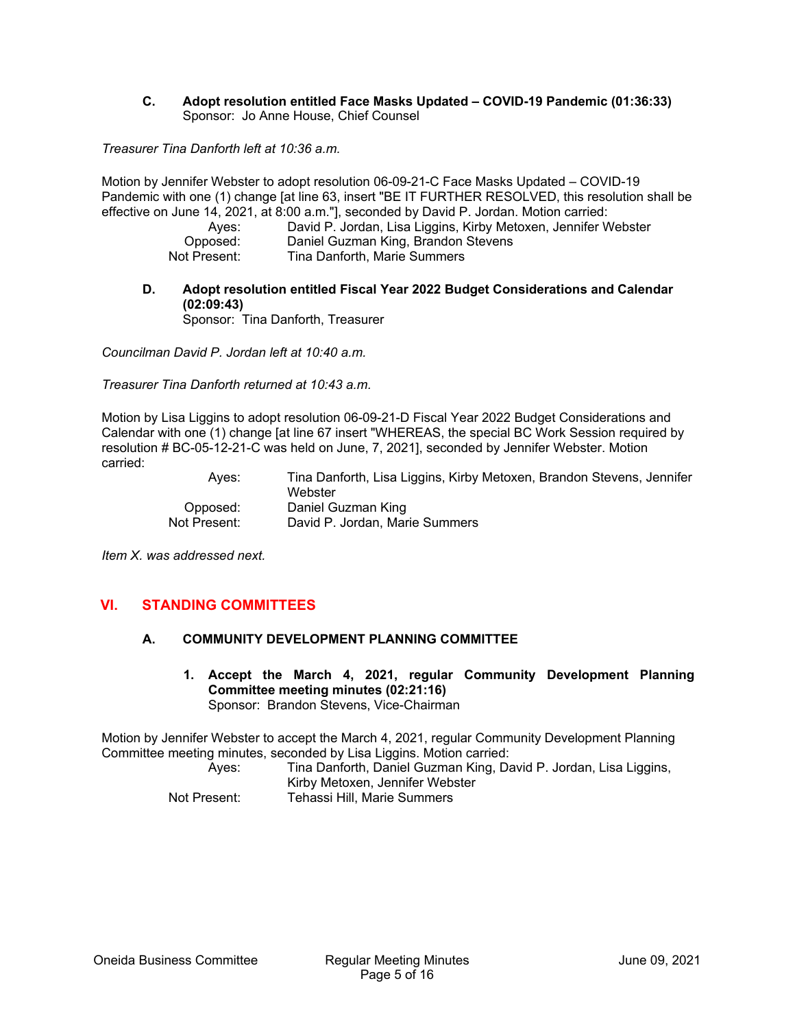**C. Adopt resolution entitled Face Masks Updated – COVID-19 Pandemic (01:36:33)**
Sponsor: Jo Anne House, Chief Counsel

*Treasurer Tina Danforth left at 10:36 a.m.*

Motion by Jennifer Webster to adopt resolution 06-09-21-C Face Masks Updated – COVID-19 Pandemic with one (1) change [at line 63, insert "BE IT FURTHER RESOLVED, this resolution shall be effective on June 14, 2021, at 8:00 a.m."], seconded by David P. Jordan. Motion carried:

| | |
|---|---|
| Ayes: | David P. Jordan, Lisa Liggins, Kirby Metoxen, Jennifer Webster |
| Opposed: | Daniel Guzman King, Brandon Stevens |
| Not Present: | Tina Danforth, Marie Summers |

**D. Adopt resolution entitled Fiscal Year 2022 Budget Considerations and Calendar (02:09:43)**
Sponsor: Tina Danforth, Treasurer

*Councilman David P. Jordan left at 10:40 a.m.*

*Treasurer Tina Danforth returned at 10:43 a.m.*

Motion by Lisa Liggins to adopt resolution 06-09-21-D Fiscal Year 2022 Budget Considerations and Calendar with one (1) change [at line 67 insert "WHEREAS, the special BC Work Session required by resolution # BC-05-12-21-C was held on June, 7, 2021], seconded by Jennifer Webster. Motion carried:

| | |
|---|---|
| Ayes: | Tina Danforth, Lisa Liggins, Kirby Metoxen, Brandon Stevens, Jennifer Webster |
| Opposed: | Daniel Guzman King |
| Not Present: | David P. Jordan, Marie Summers |

*Item X. was addressed next.*

## VI. STANDING COMMITTEES

### A. COMMUNITY DEVELOPMENT PLANNING COMMITTEE

**1. Accept the March 4, 2021, regular Community Development Planning Committee meeting minutes (02:21:16)**
Sponsor: Brandon Stevens, Vice-Chairman

Motion by Jennifer Webster to accept the March 4, 2021, regular Community Development Planning Committee meeting minutes, seconded by Lisa Liggins. Motion carried:

| | |
|---|---|
| Ayes: | Tina Danforth, Daniel Guzman King, David P. Jordan, Lisa Liggins, Kirby Metoxen, Jennifer Webster |
| Not Present: | Tehassi Hill, Marie Summers |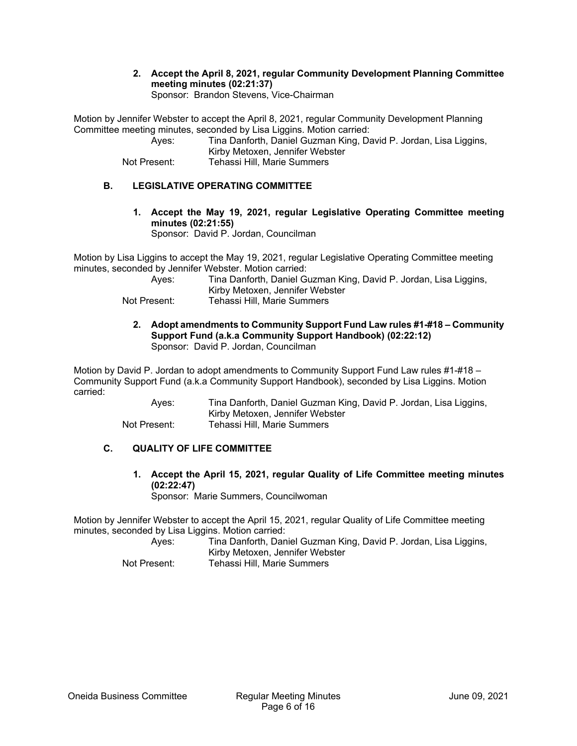**2. Accept the April 8, 2021, regular Community Development Planning Committee meeting minutes (02:21:37)**
Sponsor: Brandon Stevens, Vice-Chairman

Motion by Jennifer Webster to accept the April 8, 2021, regular Community Development Planning Committee meeting minutes, seconded by Lisa Liggins. Motion carried:

Ayes: Tina Danforth, Daniel Guzman King, David P. Jordan, Lisa Liggins, Kirby Metoxen, Jennifer Webster
Not Present: Tehassi Hill, Marie Summers

## B. LEGISLATIVE OPERATING COMMITTEE

**1. Accept the May 19, 2021, regular Legislative Operating Committee meeting minutes (02:21:55)**
Sponsor: David P. Jordan, Councilman

Motion by Lisa Liggins to accept the May 19, 2021, regular Legislative Operating Committee meeting minutes, seconded by Jennifer Webster. Motion carried:

Ayes: Tina Danforth, Daniel Guzman King, David P. Jordan, Lisa Liggins, Kirby Metoxen, Jennifer Webster
Not Present: Tehassi Hill, Marie Summers

**2. Adopt amendments to Community Support Fund Law rules #1-#18 – Community Support Fund (a.k.a Community Support Handbook) (02:22:12)**
Sponsor: David P. Jordan, Councilman

Motion by David P. Jordan to adopt amendments to Community Support Fund Law rules #1-#18 – Community Support Fund (a.k.a Community Support Handbook), seconded by Lisa Liggins. Motion carried:

Ayes: Tina Danforth, Daniel Guzman King, David P. Jordan, Lisa Liggins, Kirby Metoxen, Jennifer Webster
Not Present: Tehassi Hill, Marie Summers

## C. QUALITY OF LIFE COMMITTEE

**1. Accept the April 15, 2021, regular Quality of Life Committee meeting minutes (02:22:47)**
Sponsor: Marie Summers, Councilwoman

Motion by Jennifer Webster to accept the April 15, 2021, regular Quality of Life Committee meeting minutes, seconded by Lisa Liggins. Motion carried:

Ayes: Tina Danforth, Daniel Guzman King, David P. Jordan, Lisa Liggins, Kirby Metoxen, Jennifer Webster
Not Present: Tehassi Hill, Marie Summers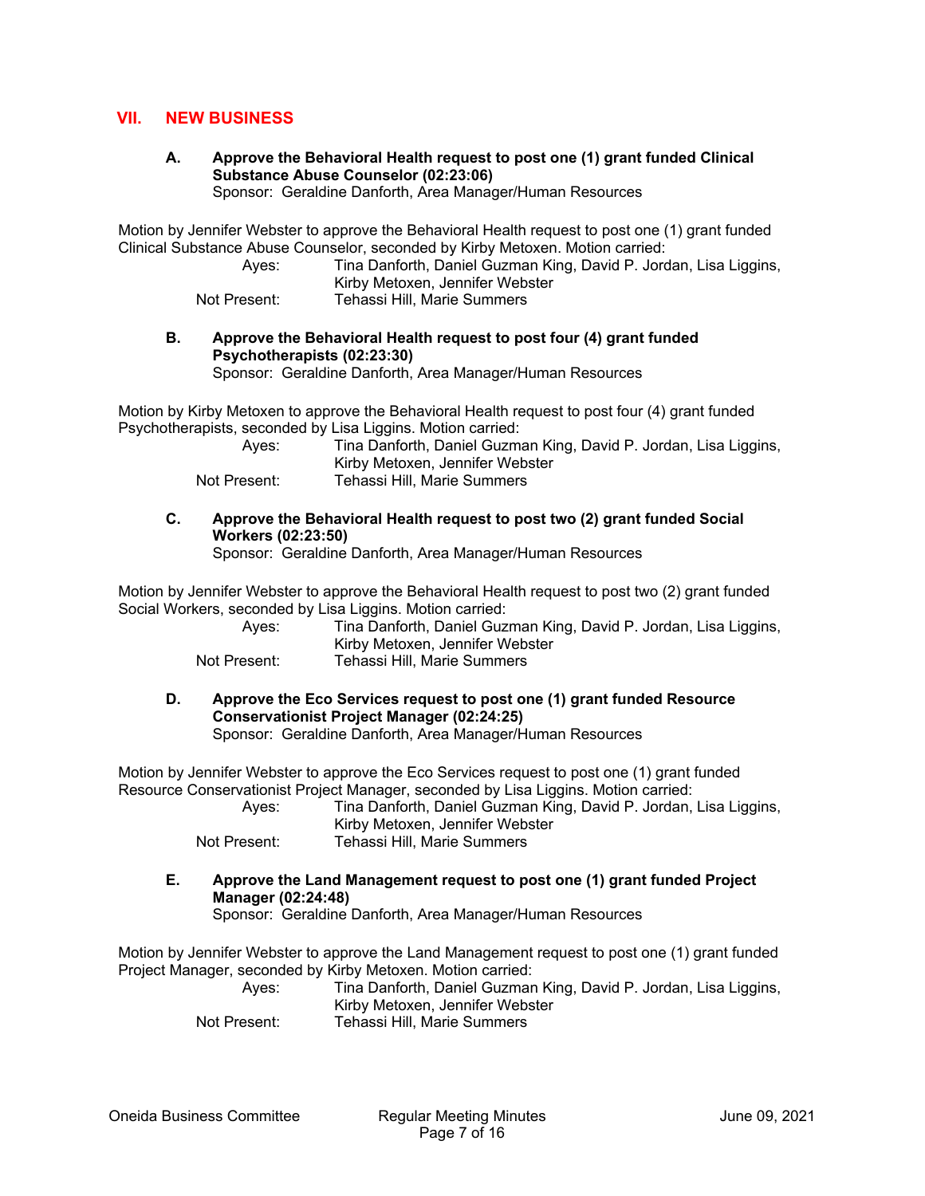## VII. NEW BUSINESS

### A. Approve the Behavioral Health request to post one (1) grant funded Clinical Substance Abuse Counselor (02:23:06)

Sponsor: Geraldine Danforth, Area Manager/Human Resources

Motion by Jennifer Webster to approve the Behavioral Health request to post one (1) grant funded Clinical Substance Abuse Counselor, seconded by Kirby Metoxen. Motion carried:

Ayes: Tina Danforth, Daniel Guzman King, David P. Jordan, Lisa Liggins, Kirby Metoxen, Jennifer Webster
Not Present: Tehassi Hill, Marie Summers

### B. Approve the Behavioral Health request to post four (4) grant funded Psychotherapists (02:23:30)

Sponsor: Geraldine Danforth, Area Manager/Human Resources

Motion by Kirby Metoxen to approve the Behavioral Health request to post four (4) grant funded Psychotherapists, seconded by Lisa Liggins. Motion carried:

Ayes: Tina Danforth, Daniel Guzman King, David P. Jordan, Lisa Liggins, Kirby Metoxen, Jennifer Webster
Not Present: Tehassi Hill, Marie Summers

### C. Approve the Behavioral Health request to post two (2) grant funded Social Workers (02:23:50)

Sponsor: Geraldine Danforth, Area Manager/Human Resources

Motion by Jennifer Webster to approve the Behavioral Health request to post two (2) grant funded Social Workers, seconded by Lisa Liggins. Motion carried:

Ayes: Tina Danforth, Daniel Guzman King, David P. Jordan, Lisa Liggins, Kirby Metoxen, Jennifer Webster
Not Present: Tehassi Hill, Marie Summers

### D. Approve the Eco Services request to post one (1) grant funded Resource Conservationist Project Manager (02:24:25)

Sponsor: Geraldine Danforth, Area Manager/Human Resources

Motion by Jennifer Webster to approve the Eco Services request to post one (1) grant funded Resource Conservationist Project Manager, seconded by Lisa Liggins. Motion carried:

Ayes: Tina Danforth, Daniel Guzman King, David P. Jordan, Lisa Liggins, Kirby Metoxen, Jennifer Webster
Not Present: Tehassi Hill, Marie Summers

### E. Approve the Land Management request to post one (1) grant funded Project Manager (02:24:48)

Sponsor: Geraldine Danforth, Area Manager/Human Resources

Motion by Jennifer Webster to approve the Land Management request to post one (1) grant funded Project Manager, seconded by Kirby Metoxen. Motion carried:

Ayes: Tina Danforth, Daniel Guzman King, David P. Jordan, Lisa Liggins, Kirby Metoxen, Jennifer Webster
Not Present: Tehassi Hill, Marie Summers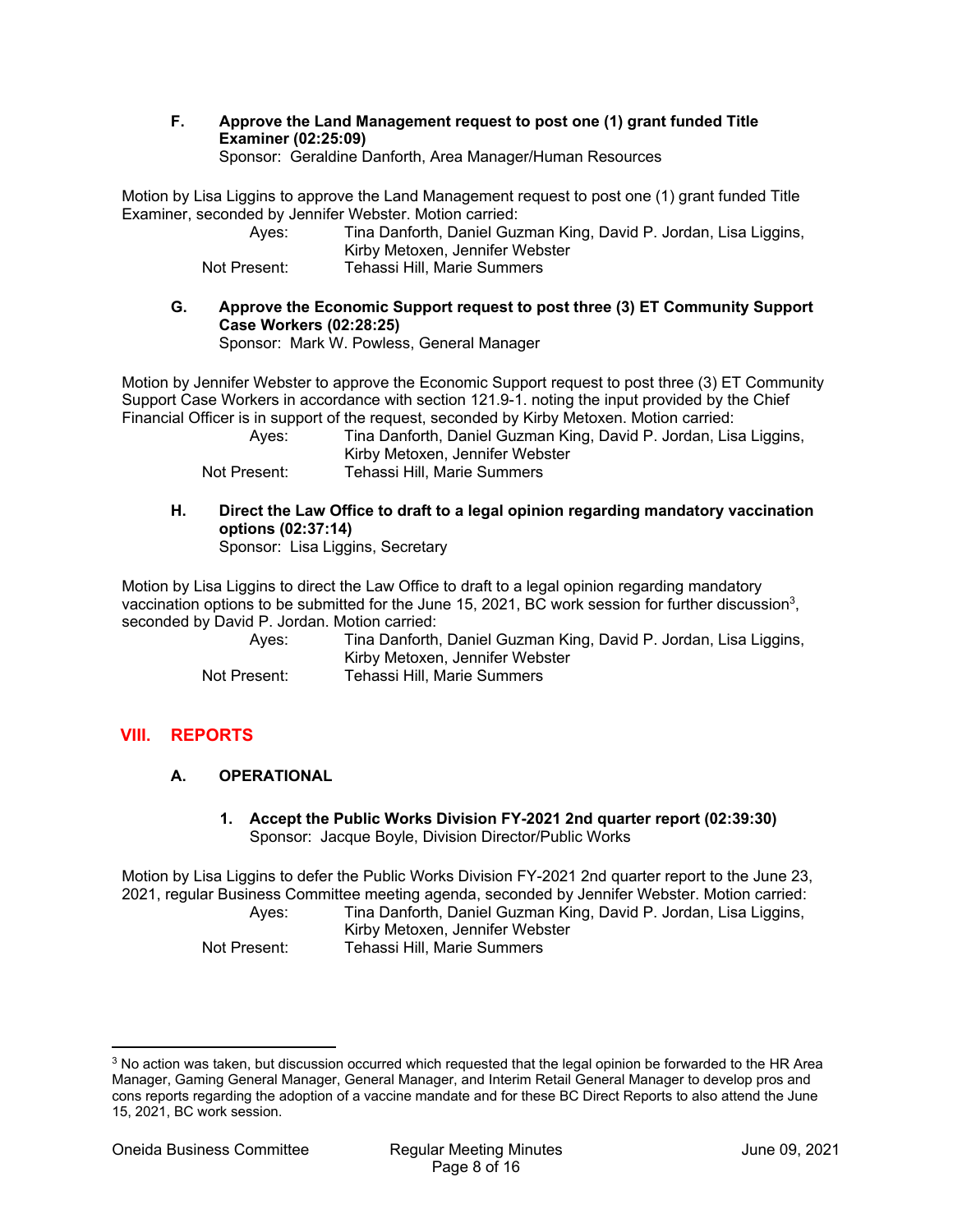**F. Approve the Land Management request to post one (1) grant funded Title Examiner (02:25:09)**
Sponsor: Geraldine Danforth, Area Manager/Human Resources

Motion by Lisa Liggins to approve the Land Management request to post one (1) grant funded Title Examiner, seconded by Jennifer Webster. Motion carried:

| | |
|---|---|
| Ayes: | Tina Danforth, Daniel Guzman King, David P. Jordan, Lisa Liggins, Kirby Metoxen, Jennifer Webster |
| Not Present: | Tehassi Hill, Marie Summers |

**G. Approve the Economic Support request to post three (3) ET Community Support Case Workers (02:28:25)**
Sponsor: Mark W. Powless, General Manager

Motion by Jennifer Webster to approve the Economic Support request to post three (3) ET Community Support Case Workers in accordance with section 121.9-1. noting the input provided by the Chief Financial Officer is in support of the request, seconded by Kirby Metoxen. Motion carried:

| | |
|---|---|
| Ayes: | Tina Danforth, Daniel Guzman King, David P. Jordan, Lisa Liggins, Kirby Metoxen, Jennifer Webster |
| Not Present: | Tehassi Hill, Marie Summers |

**H. Direct the Law Office to draft to a legal opinion regarding mandatory vaccination options (02:37:14)**
Sponsor: Lisa Liggins, Secretary

Motion by Lisa Liggins to direct the Law Office to draft to a legal opinion regarding mandatory vaccination options to be submitted for the June 15, 2021, BC work session for further discussion[3], seconded by David P. Jordan. Motion carried:

| | |
|---|---|
| Ayes: | Tina Danforth, Daniel Guzman King, David P. Jordan, Lisa Liggins, Kirby Metoxen, Jennifer Webster |
| Not Present: | Tehassi Hill, Marie Summers |

## VIII. REPORTS

### A. OPERATIONAL

**1. Accept the Public Works Division FY-2021 2nd quarter report (02:39:30)**
Sponsor: Jacque Boyle, Division Director/Public Works

Motion by Lisa Liggins to defer the Public Works Division FY-2021 2nd quarter report to the June 23, 2021, regular Business Committee meeting agenda, seconded by Jennifer Webster. Motion carried:

| | |
|---|---|
| Ayes: | Tina Danforth, Daniel Guzman King, David P. Jordan, Lisa Liggins, Kirby Metoxen, Jennifer Webster |
| Not Present: | Tehassi Hill, Marie Summers |

[3] No action was taken, but discussion occurred which requested that the legal opinion be forwarded to the HR Area Manager, Gaming General Manager, General Manager, and Interim Retail General Manager to develop pros and cons reports regarding the adoption of a vaccine mandate and for these BC Direct Reports to also attend the June 15, 2021, BC work session.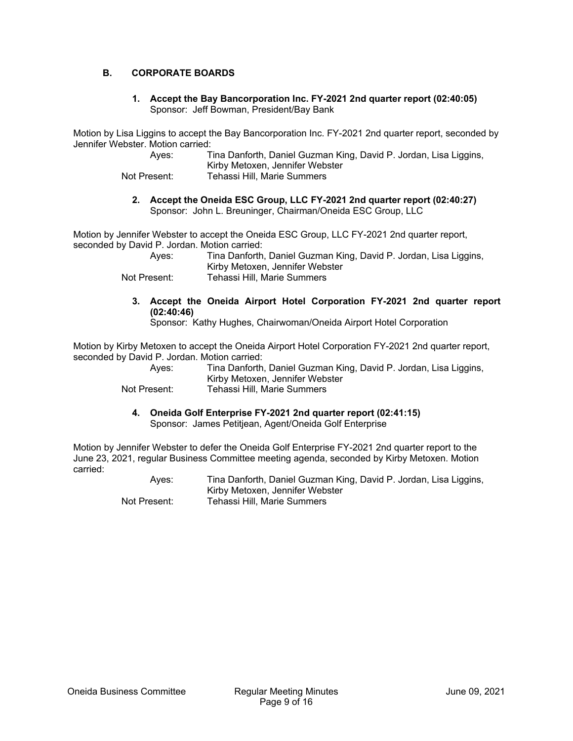### B. CORPORATE BOARDS

**1. Accept the Bay Bancorporation Inc. FY-2021 2nd quarter report (02:40:05)**
Sponsor: Jeff Bowman, President/Bay Bank

Motion by Lisa Liggins to accept the Bay Bancorporation Inc. FY-2021 2nd quarter report, seconded by Jennifer Webster. Motion carried:

Ayes: Tina Danforth, Daniel Guzman King, David P. Jordan, Lisa Liggins, Kirby Metoxen, Jennifer Webster
Not Present: Tehassi Hill, Marie Summers

**2. Accept the Oneida ESC Group, LLC FY-2021 2nd quarter report (02:40:27)**
Sponsor: John L. Breuninger, Chairman/Oneida ESC Group, LLC

Motion by Jennifer Webster to accept the Oneida ESC Group, LLC FY-2021 2nd quarter report, seconded by David P. Jordan. Motion carried:

Ayes: Tina Danforth, Daniel Guzman King, David P. Jordan, Lisa Liggins, Kirby Metoxen, Jennifer Webster
Not Present: Tehassi Hill, Marie Summers

**3. Accept the Oneida Airport Hotel Corporation FY-2021 2nd quarter report (02:40:46)**
Sponsor: Kathy Hughes, Chairwoman/Oneida Airport Hotel Corporation

Motion by Kirby Metoxen to accept the Oneida Airport Hotel Corporation FY-2021 2nd quarter report, seconded by David P. Jordan. Motion carried:

Ayes: Tina Danforth, Daniel Guzman King, David P. Jordan, Lisa Liggins, Kirby Metoxen, Jennifer Webster
Not Present: Tehassi Hill, Marie Summers

**4. Oneida Golf Enterprise FY-2021 2nd quarter report (02:41:15)**
Sponsor: James Petitjean, Agent/Oneida Golf Enterprise

Motion by Jennifer Webster to defer the Oneida Golf Enterprise FY-2021 2nd quarter report to the June 23, 2021, regular Business Committee meeting agenda, seconded by Kirby Metoxen. Motion carried:

Ayes: Tina Danforth, Daniel Guzman King, David P. Jordan, Lisa Liggins, Kirby Metoxen, Jennifer Webster
Not Present: Tehassi Hill, Marie Summers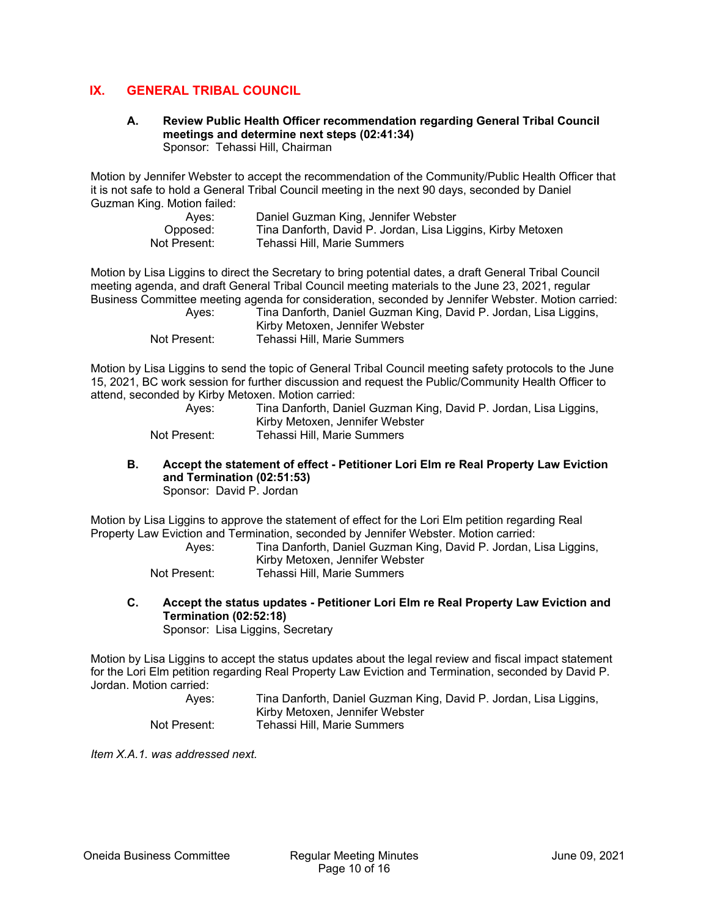## IX. GENERAL TRIBAL COUNCIL

### A. Review Public Health Officer recommendation regarding General Tribal Council meetings and determine next steps (02:41:34)

Sponsor: Tehassi Hill, Chairman

Motion by Jennifer Webster to accept the recommendation of the Community/Public Health Officer that it is not safe to hold a General Tribal Council meeting in the next 90 days, seconded by Daniel Guzman King. Motion failed:

| | |
|---|---|
| Ayes: | Daniel Guzman King, Jennifer Webster |
| Opposed: | Tina Danforth, David P. Jordan, Lisa Liggins, Kirby Metoxen |
| Not Present: | Tehassi Hill, Marie Summers |

Motion by Lisa Liggins to direct the Secretary to bring potential dates, a draft General Tribal Council meeting agenda, and draft General Tribal Council meeting materials to the June 23, 2021, regular Business Committee meeting agenda for consideration, seconded by Jennifer Webster. Motion carried:

| | |
|---|---|
| Ayes: | Tina Danforth, Daniel Guzman King, David P. Jordan, Lisa Liggins, Kirby Metoxen, Jennifer Webster |
| Not Present: | Tehassi Hill, Marie Summers |

Motion by Lisa Liggins to send the topic of General Tribal Council meeting safety protocols to the June 15, 2021, BC work session for further discussion and request the Public/Community Health Officer to attend, seconded by Kirby Metoxen. Motion carried:

| | |
|---|---|
| Ayes: | Tina Danforth, Daniel Guzman King, David P. Jordan, Lisa Liggins, Kirby Metoxen, Jennifer Webster |
| Not Present: | Tehassi Hill, Marie Summers |

### B. Accept the statement of effect - Petitioner Lori Elm re Real Property Law Eviction and Termination (02:51:53)

Sponsor: David P. Jordan

Motion by Lisa Liggins to approve the statement of effect for the Lori Elm petition regarding Real Property Law Eviction and Termination, seconded by Jennifer Webster. Motion carried:

| | |
|---|---|
| Ayes: | Tina Danforth, Daniel Guzman King, David P. Jordan, Lisa Liggins, Kirby Metoxen, Jennifer Webster |
| Not Present: | Tehassi Hill, Marie Summers |

### C. Accept the status updates - Petitioner Lori Elm re Real Property Law Eviction and Termination (02:52:18)

Sponsor: Lisa Liggins, Secretary

Motion by Lisa Liggins to accept the status updates about the legal review and fiscal impact statement for the Lori Elm petition regarding Real Property Law Eviction and Termination, seconded by David P. Jordan. Motion carried:

| | |
|---|---|
| Ayes: | Tina Danforth, Daniel Guzman King, David P. Jordan, Lisa Liggins, Kirby Metoxen, Jennifer Webster |
| Not Present: | Tehassi Hill, Marie Summers |

*Item X.A.1. was addressed next.*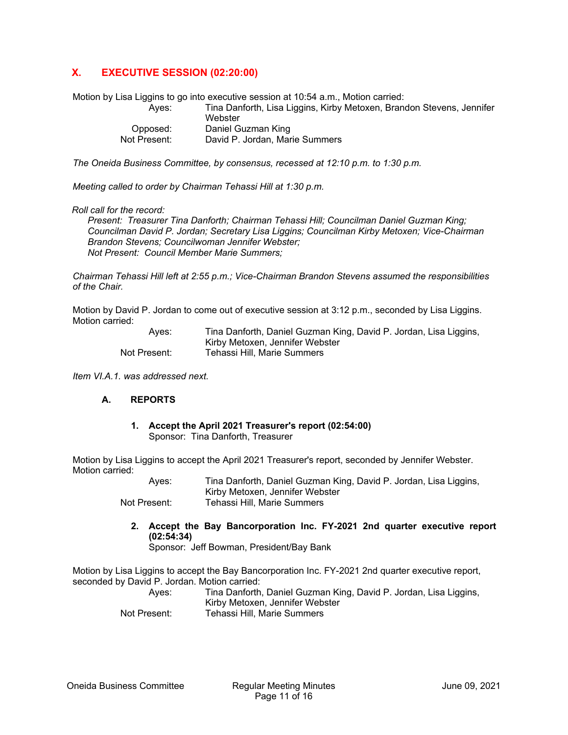## X. EXECUTIVE SESSION (02:20:00)

Motion by Lisa Liggins to go into executive session at 10:54 a.m., Motion carried:

| | |
|---|---|
| Ayes: | Tina Danforth, Lisa Liggins, Kirby Metoxen, Brandon Stevens, Jennifer Webster |
| Opposed: | Daniel Guzman King |
| Not Present: | David P. Jordan, Marie Summers |

*The Oneida Business Committee, by consensus, recessed at 12:10 p.m. to 1:30 p.m.*

*Meeting called to order by Chairman Tehassi Hill at 1:30 p.m.*

*Roll call for the record:*
*Present: Treasurer Tina Danforth; Chairman Tehassi Hill; Councilman Daniel Guzman King; Councilman David P. Jordan; Secretary Lisa Liggins; Councilman Kirby Metoxen; Vice-Chairman Brandon Stevens; Councilwoman Jennifer Webster;*
*Not Present: Council Member Marie Summers;*

*Chairman Tehassi Hill left at 2:55 p.m.; Vice-Chairman Brandon Stevens assumed the responsibilities of the Chair.*

Motion by David P. Jordan to come out of executive session at 3:12 p.m., seconded by Lisa Liggins. Motion carried:

| | |
|---|---|
| Ayes: | Tina Danforth, Daniel Guzman King, David P. Jordan, Lisa Liggins, Kirby Metoxen, Jennifer Webster |
| Not Present: | Tehassi Hill, Marie Summers |

*Item VI.A.1. was addressed next.*

### A. REPORTS

**1. Accept the April 2021 Treasurer's report (02:54:00)**
Sponsor: Tina Danforth, Treasurer

Motion by Lisa Liggins to accept the April 2021 Treasurer's report, seconded by Jennifer Webster. Motion carried:

| | |
|---|---|
| Ayes: | Tina Danforth, Daniel Guzman King, David P. Jordan, Lisa Liggins, Kirby Metoxen, Jennifer Webster |
| Not Present: | Tehassi Hill, Marie Summers |

**2. Accept the Bay Bancorporation Inc. FY-2021 2nd quarter executive report (02:54:34)**
Sponsor: Jeff Bowman, President/Bay Bank

Motion by Lisa Liggins to accept the Bay Bancorporation Inc. FY-2021 2nd quarter executive report, seconded by David P. Jordan. Motion carried:

| | |
|---|---|
| Ayes: | Tina Danforth, Daniel Guzman King, David P. Jordan, Lisa Liggins, Kirby Metoxen, Jennifer Webster |
| Not Present: | Tehassi Hill, Marie Summers |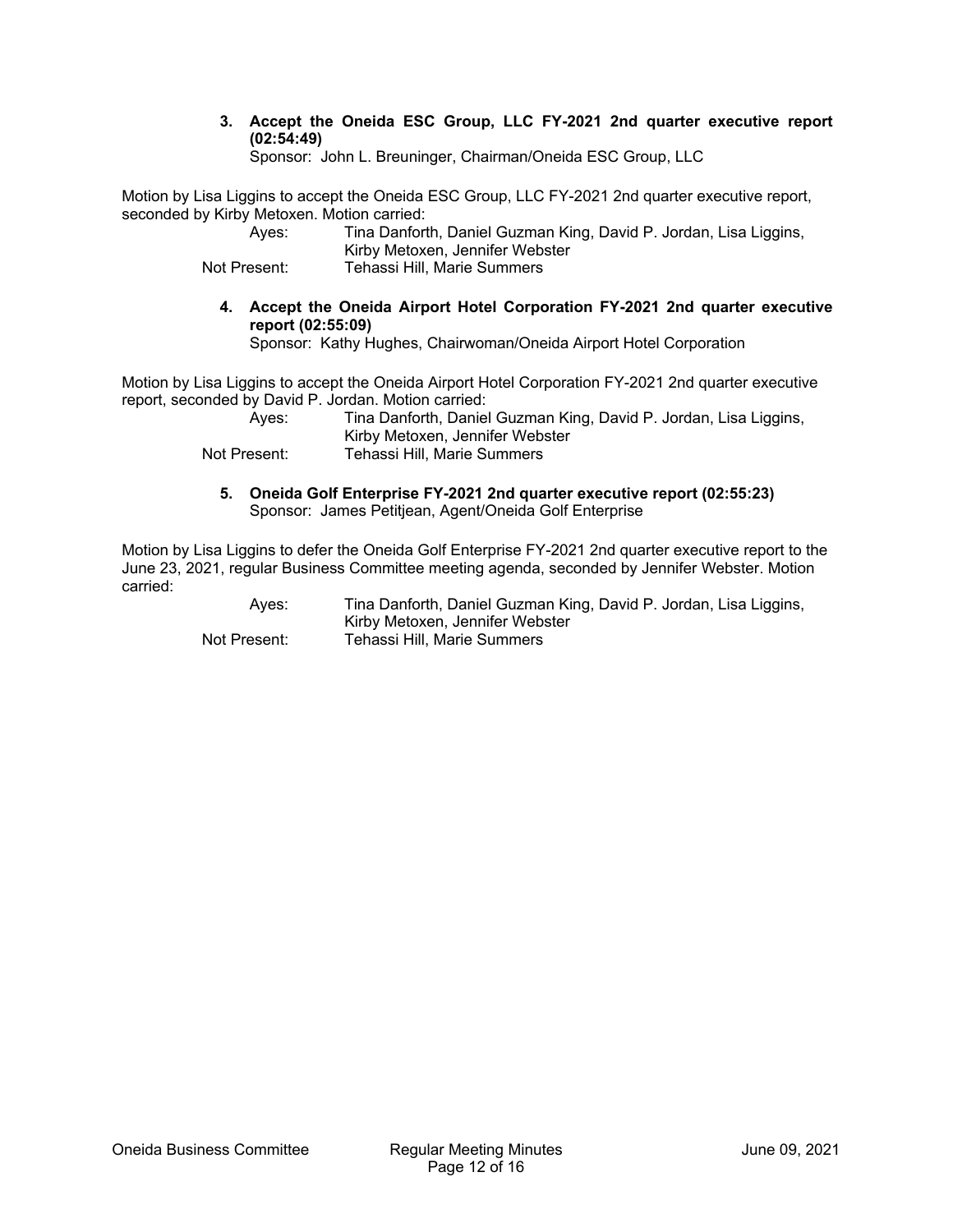**3. Accept the Oneida ESC Group, LLC FY-2021 2nd quarter executive report (02:54:49)**
Sponsor: John L. Breuninger, Chairman/Oneida ESC Group, LLC

Motion by Lisa Liggins to accept the Oneida ESC Group, LLC FY-2021 2nd quarter executive report, seconded by Kirby Metoxen. Motion carried:

Ayes: Tina Danforth, Daniel Guzman King, David P. Jordan, Lisa Liggins, Kirby Metoxen, Jennifer Webster
Not Present: Tehassi Hill, Marie Summers

**4. Accept the Oneida Airport Hotel Corporation FY-2021 2nd quarter executive report (02:55:09)**
Sponsor: Kathy Hughes, Chairwoman/Oneida Airport Hotel Corporation

Motion by Lisa Liggins to accept the Oneida Airport Hotel Corporation FY-2021 2nd quarter executive report, seconded by David P. Jordan. Motion carried:

Ayes: Tina Danforth, Daniel Guzman King, David P. Jordan, Lisa Liggins, Kirby Metoxen, Jennifer Webster
Not Present: Tehassi Hill, Marie Summers

**5. Oneida Golf Enterprise FY-2021 2nd quarter executive report (02:55:23)**
Sponsor: James Petitjean, Agent/Oneida Golf Enterprise

Motion by Lisa Liggins to defer the Oneida Golf Enterprise FY-2021 2nd quarter executive report to the June 23, 2021, regular Business Committee meeting agenda, seconded by Jennifer Webster. Motion carried:

Ayes: Tina Danforth, Daniel Guzman King, David P. Jordan, Lisa Liggins, Kirby Metoxen, Jennifer Webster
Not Present: Tehassi Hill, Marie Summers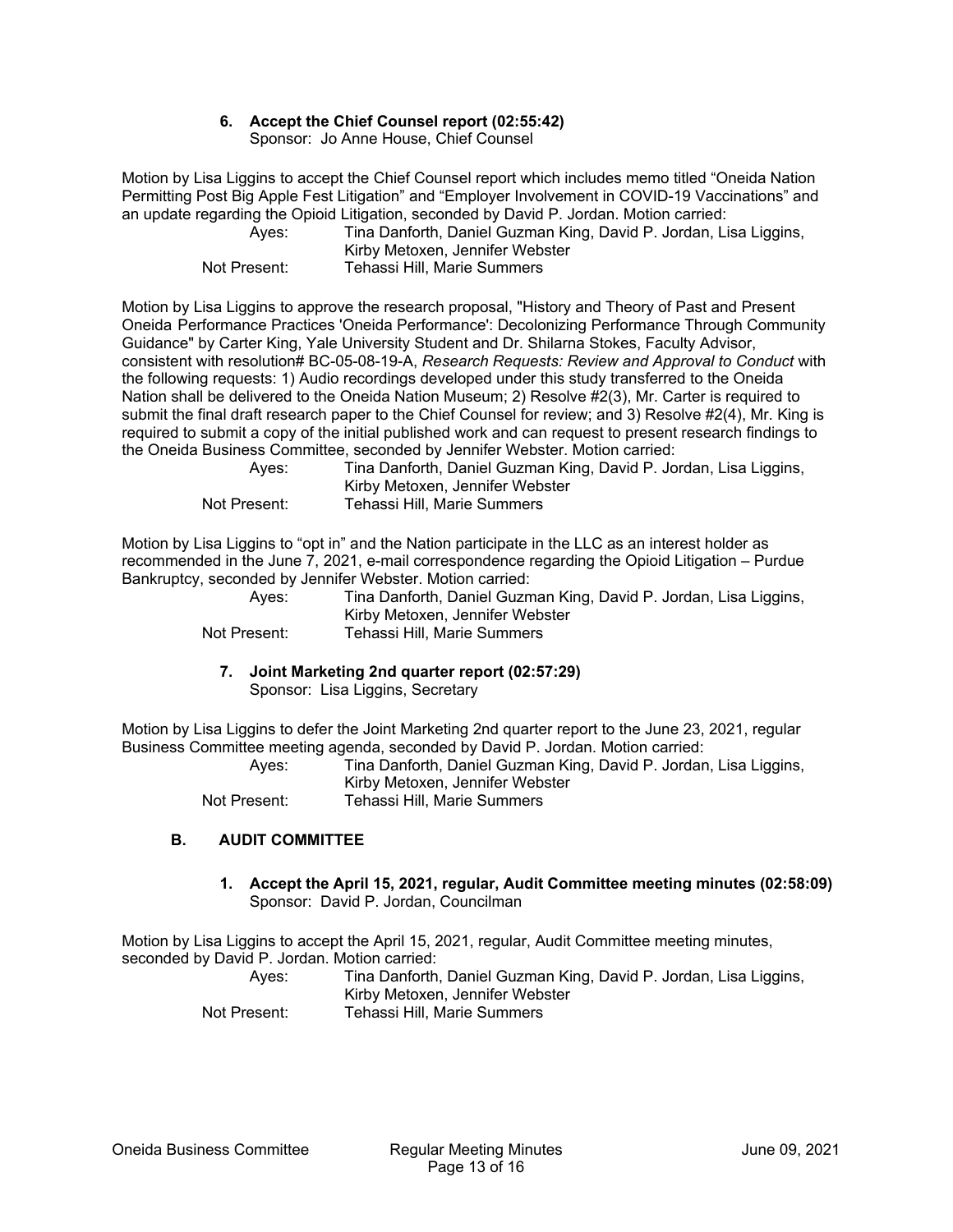**6. Accept the Chief Counsel report (02:55:42)**
Sponsor: Jo Anne House, Chief Counsel

Motion by Lisa Liggins to accept the Chief Counsel report which includes memo titled "Oneida Nation Permitting Post Big Apple Fest Litigation" and "Employer Involvement in COVID-19 Vaccinations" and an update regarding the Opioid Litigation, seconded by David P. Jordan. Motion carried:

| | |
|---|---|
| Ayes: | Tina Danforth, Daniel Guzman King, David P. Jordan, Lisa Liggins, Kirby Metoxen, Jennifer Webster |
| Not Present: | Tehassi Hill, Marie Summers |

Motion by Lisa Liggins to approve the research proposal, "History and Theory of Past and Present Oneida Performance Practices 'Oneida Performance': Decolonizing Performance Through Community Guidance" by Carter King, Yale University Student and Dr. Shilarna Stokes, Faculty Advisor, consistent with resolution# BC-05-08-19-A, *Research Requests: Review and Approval to Conduct* with the following requests: 1) Audio recordings developed under this study transferred to the Oneida Nation shall be delivered to the Oneida Nation Museum; 2) Resolve #2(3), Mr. Carter is required to submit the final draft research paper to the Chief Counsel for review; and 3) Resolve #2(4), Mr. King is required to submit a copy of the initial published work and can request to present research findings to the Oneida Business Committee, seconded by Jennifer Webster. Motion carried:

| | |
|---|---|
| Ayes: | Tina Danforth, Daniel Guzman King, David P. Jordan, Lisa Liggins, Kirby Metoxen, Jennifer Webster |
| Not Present: | Tehassi Hill, Marie Summers |

Motion by Lisa Liggins to "opt in" and the Nation participate in the LLC as an interest holder as recommended in the June 7, 2021, e-mail correspondence regarding the Opioid Litigation – Purdue Bankruptcy, seconded by Jennifer Webster. Motion carried:

| | |
|---|---|
| Ayes: | Tina Danforth, Daniel Guzman King, David P. Jordan, Lisa Liggins, Kirby Metoxen, Jennifer Webster |
| Not Present: | Tehassi Hill, Marie Summers |

**7. Joint Marketing 2nd quarter report (02:57:29)**
Sponsor: Lisa Liggins, Secretary

Motion by Lisa Liggins to defer the Joint Marketing 2nd quarter report to the June 23, 2021, regular Business Committee meeting agenda, seconded by David P. Jordan. Motion carried:

| | |
|---|---|
| Ayes: | Tina Danforth, Daniel Guzman King, David P. Jordan, Lisa Liggins, Kirby Metoxen, Jennifer Webster |
| Not Present: | Tehassi Hill, Marie Summers |

## B. AUDIT COMMITTEE

**1. Accept the April 15, 2021, regular, Audit Committee meeting minutes (02:58:09)**
Sponsor: David P. Jordan, Councilman

Motion by Lisa Liggins to accept the April 15, 2021, regular, Audit Committee meeting minutes, seconded by David P. Jordan. Motion carried:

| | |
|---|---|
| Ayes: | Tina Danforth, Daniel Guzman King, David P. Jordan, Lisa Liggins, Kirby Metoxen, Jennifer Webster |
| Not Present: | Tehassi Hill, Marie Summers |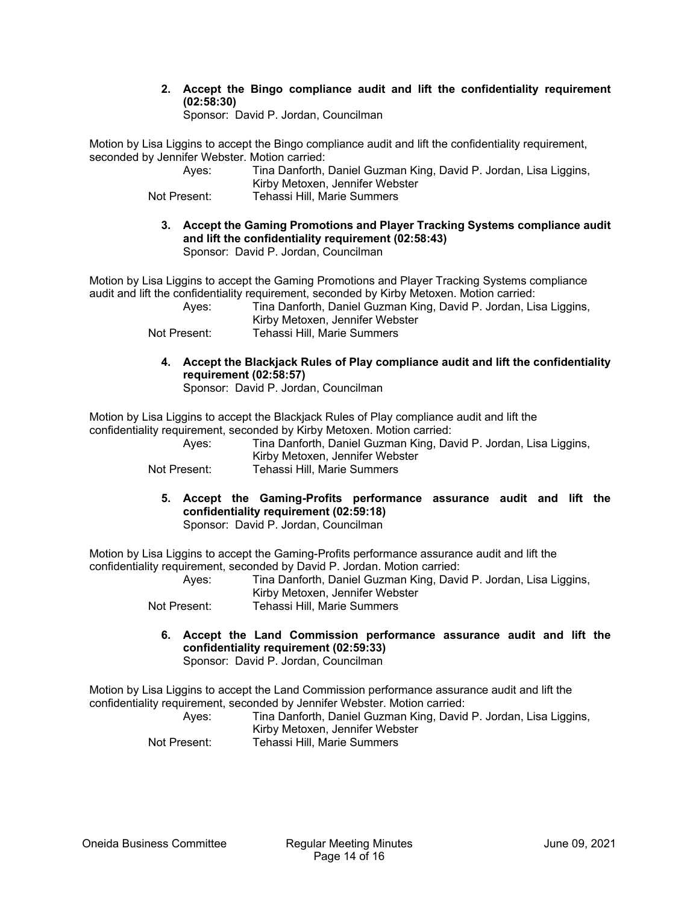2. **Accept the Bingo compliance audit and lift the confidentiality requirement (02:58:30)**
   Sponsor: David P. Jordan, Councilman

Motion by Lisa Liggins to accept the Bingo compliance audit and lift the confidentiality requirement, seconded by Jennifer Webster. Motion carried:

| | |
|---|---|
| Ayes: | Tina Danforth, Daniel Guzman King, David P. Jordan, Lisa Liggins, Kirby Metoxen, Jennifer Webster |
| Not Present: | Tehassi Hill, Marie Summers |

3. **Accept the Gaming Promotions and Player Tracking Systems compliance audit and lift the confidentiality requirement (02:58:43)**
   Sponsor: David P. Jordan, Councilman

Motion by Lisa Liggins to accept the Gaming Promotions and Player Tracking Systems compliance audit and lift the confidentiality requirement, seconded by Kirby Metoxen. Motion carried:

| | |
|---|---|
| Ayes: | Tina Danforth, Daniel Guzman King, David P. Jordan, Lisa Liggins, Kirby Metoxen, Jennifer Webster |
| Not Present: | Tehassi Hill, Marie Summers |

4. **Accept the Blackjack Rules of Play compliance audit and lift the confidentiality requirement (02:58:57)**
   Sponsor: David P. Jordan, Councilman

Motion by Lisa Liggins to accept the Blackjack Rules of Play compliance audit and lift the confidentiality requirement, seconded by Kirby Metoxen. Motion carried:

| | |
|---|---|
| Ayes: | Tina Danforth, Daniel Guzman King, David P. Jordan, Lisa Liggins, Kirby Metoxen, Jennifer Webster |
| Not Present: | Tehassi Hill, Marie Summers |

5. **Accept the Gaming-Profits performance assurance audit and lift the confidentiality requirement (02:59:18)**
   Sponsor: David P. Jordan, Councilman

Motion by Lisa Liggins to accept the Gaming-Profits performance assurance audit and lift the confidentiality requirement, seconded by David P. Jordan. Motion carried:

| | |
|---|---|
| Ayes: | Tina Danforth, Daniel Guzman King, David P. Jordan, Lisa Liggins, Kirby Metoxen, Jennifer Webster |
| Not Present: | Tehassi Hill, Marie Summers |

6. **Accept the Land Commission performance assurance audit and lift the confidentiality requirement (02:59:33)**
   Sponsor: David P. Jordan, Councilman

Motion by Lisa Liggins to accept the Land Commission performance assurance audit and lift the confidentiality requirement, seconded by Jennifer Webster. Motion carried:

| | |
|---|---|
| Ayes: | Tina Danforth, Daniel Guzman King, David P. Jordan, Lisa Liggins, Kirby Metoxen, Jennifer Webster |
| Not Present: | Tehassi Hill, Marie Summers |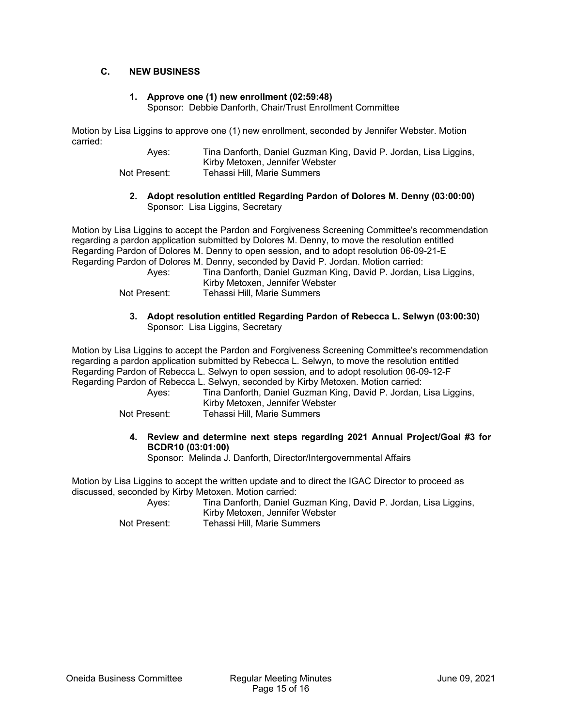## C. NEW BUSINESS

### 1. Approve one (1) new enrollment (02:59:48)
Sponsor: Debbie Danforth, Chair/Trust Enrollment Committee

Motion by Lisa Liggins to approve one (1) new enrollment, seconded by Jennifer Webster. Motion carried:

| | |
|---|---|
| Ayes: | Tina Danforth, Daniel Guzman King, David P. Jordan, Lisa Liggins, Kirby Metoxen, Jennifer Webster |
| Not Present: | Tehassi Hill, Marie Summers |

### 2. Adopt resolution entitled Regarding Pardon of Dolores M. Denny (03:00:00)
Sponsor: Lisa Liggins, Secretary

Motion by Lisa Liggins to accept the Pardon and Forgiveness Screening Committee's recommendation regarding a pardon application submitted by Dolores M. Denny, to move the resolution entitled Regarding Pardon of Dolores M. Denny to open session, and to adopt resolution 06-09-21-E Regarding Pardon of Dolores M. Denny, seconded by David P. Jordan. Motion carried:

| | |
|---|---|
| Ayes: | Tina Danforth, Daniel Guzman King, David P. Jordan, Lisa Liggins, Kirby Metoxen, Jennifer Webster |
| Not Present: | Tehassi Hill, Marie Summers |

### 3. Adopt resolution entitled Regarding Pardon of Rebecca L. Selwyn (03:00:30)
Sponsor: Lisa Liggins, Secretary

Motion by Lisa Liggins to accept the Pardon and Forgiveness Screening Committee's recommendation regarding a pardon application submitted by Rebecca L. Selwyn, to move the resolution entitled Regarding Pardon of Rebecca L. Selwyn to open session, and to adopt resolution 06-09-12-F Regarding Pardon of Rebecca L. Selwyn, seconded by Kirby Metoxen. Motion carried:

| | |
|---|---|
| Ayes: | Tina Danforth, Daniel Guzman King, David P. Jordan, Lisa Liggins, Kirby Metoxen, Jennifer Webster |
| Not Present: | Tehassi Hill, Marie Summers |

### 4. Review and determine next steps regarding 2021 Annual Project/Goal #3 for BCDR10 (03:01:00)
Sponsor: Melinda J. Danforth, Director/Intergovernmental Affairs

Motion by Lisa Liggins to accept the written update and to direct the IGAC Director to proceed as discussed, seconded by Kirby Metoxen. Motion carried:

| | |
|---|---|
| Ayes: | Tina Danforth, Daniel Guzman King, David P. Jordan, Lisa Liggins, Kirby Metoxen, Jennifer Webster |
| Not Present: | Tehassi Hill, Marie Summers |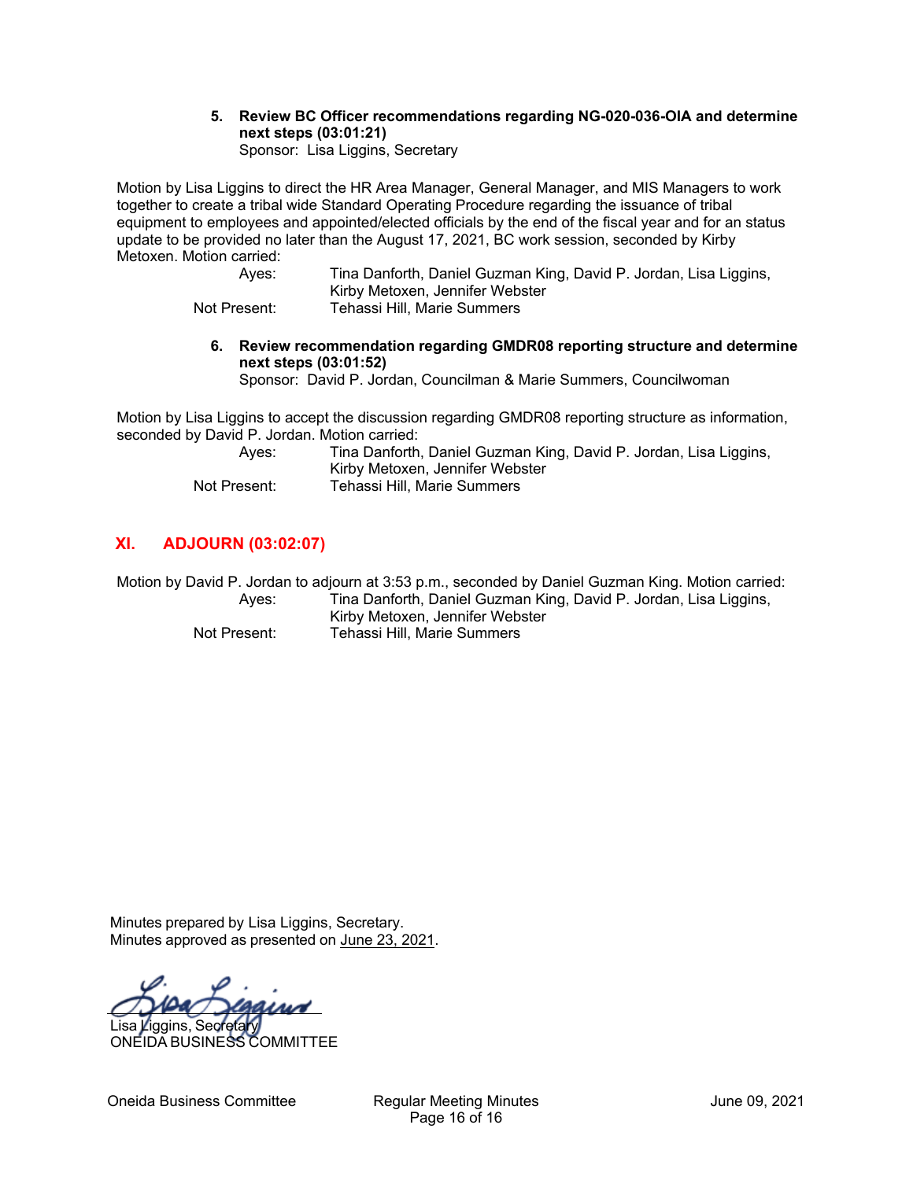5. **Review BC Officer recommendations regarding NG-020-036-OIA and determine next steps (03:01:21)**
   Sponsor: Lisa Liggins, Secretary

Motion by Lisa Liggins to direct the HR Area Manager, General Manager, and MIS Managers to work together to create a tribal wide Standard Operating Procedure regarding the issuance of tribal equipment to employees and appointed/elected officials by the end of the fiscal year and for an status update to be provided no later than the August 17, 2021, BC work session, seconded by Kirby Metoxen. Motion carried:

| | |
|---|---|
| Ayes: | Tina Danforth, Daniel Guzman King, David P. Jordan, Lisa Liggins, Kirby Metoxen, Jennifer Webster |
| Not Present: | Tehassi Hill, Marie Summers |

6. **Review recommendation regarding GMDR08 reporting structure and determine next steps (03:01:52)**
   Sponsor: David P. Jordan, Councilman & Marie Summers, Councilwoman

Motion by Lisa Liggins to accept the discussion regarding GMDR08 reporting structure as information, seconded by David P. Jordan. Motion carried:

| | |
|---|---|
| Ayes: | Tina Danforth, Daniel Guzman King, David P. Jordan, Lisa Liggins, Kirby Metoxen, Jennifer Webster |
| Not Present: | Tehassi Hill, Marie Summers |

## XI. ADJOURN (03:02:07)

Motion by David P. Jordan to adjourn at 3:53 p.m., seconded by Daniel Guzman King. Motion carried:

| | |
|---|---|
| Ayes: | Tina Danforth, Daniel Guzman King, David P. Jordan, Lisa Liggins, Kirby Metoxen, Jennifer Webster |
| Not Present: | Tehassi Hill, Marie Summers |

Minutes prepared by Lisa Liggins, Secretary.
Minutes approved as presented on June 23, 2021.

Lisa Liggins, Secretary
ONEIDA BUSINESS COMMITTEE